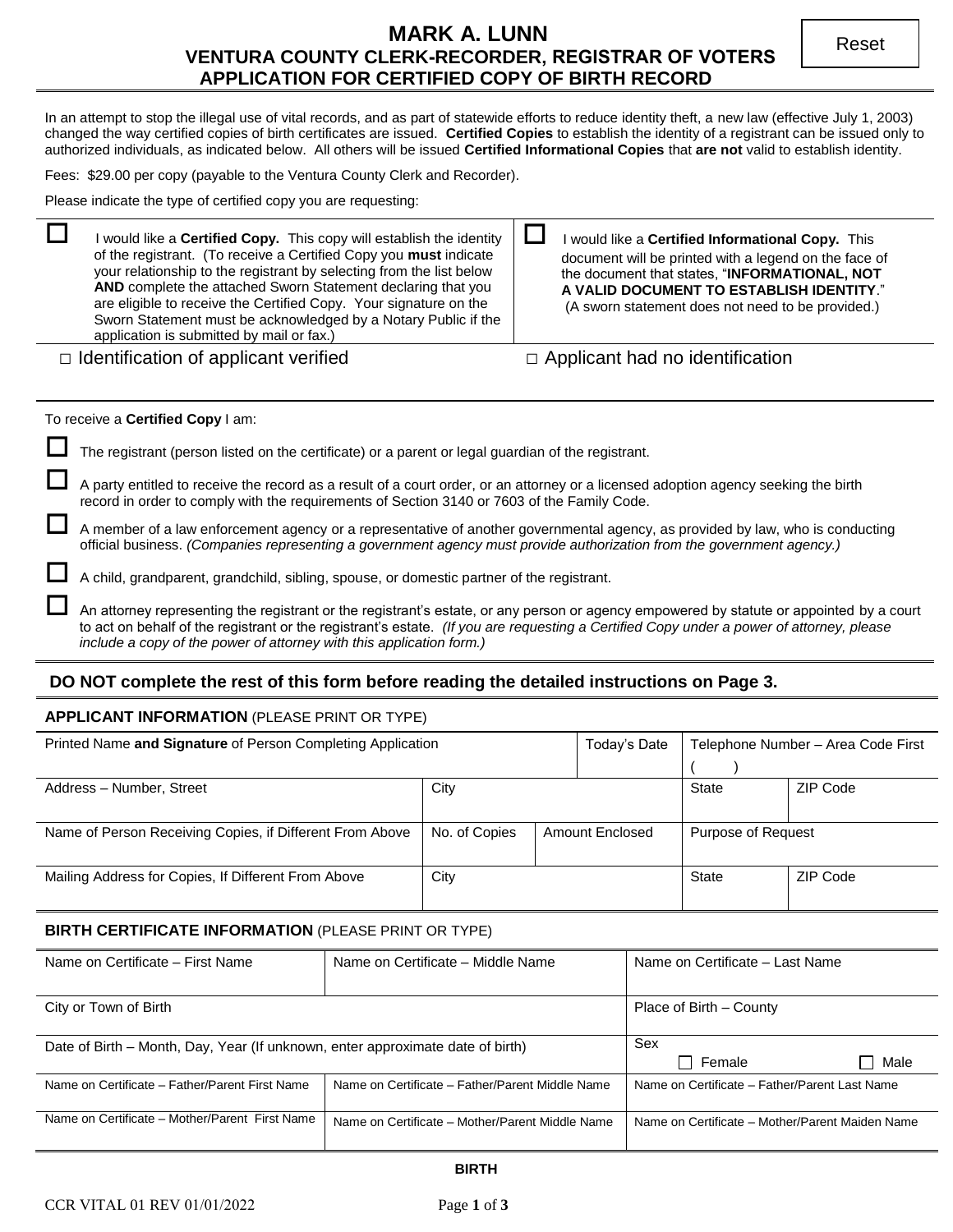# MARK A. LUNN
## VENTURA COUNTY CLERK-RECORDER, REGISTRAR OF VOTERS
## APPLICATION FOR CERTIFIED COPY OF BIRTH RECORD

Reset

In an attempt to stop the illegal use of vital records, and as part of statewide efforts to reduce identity theft, a new law (effective July 1, 2003) changed the way certified copies of birth certificates are issued. **Certified Copies** to establish the identity of a registrant can be issued only to authorized individuals, as indicated below. All others will be issued **Certified Informational Copies** that **are not** valid to establish identity.

Fees: $29.00 per copy (payable to the Ventura County Clerk and Recorder).

Please indicate the type of certified copy you are requesting:

| | |
|---|---|
| ☐ I would like a **Certified Copy.** This copy will establish the identity of the registrant. (To receive a Certified Copy you **must** indicate your relationship to the registrant by selecting from the list below **AND** complete the attached Sworn Statement declaring that you are eligible to receive the Certified Copy. Your signature on the Sworn Statement must be acknowledged by a Notary Public if the application is submitted by mail or fax.) | ☐ I would like a **Certified Informational Copy.** This document will be printed with a legend on the face of the document that states, "**INFORMATIONAL, NOT A VALID DOCUMENT TO ESTABLISH IDENTITY**." (A sworn statement does not need to be provided.) |
| ☐ Identification of applicant verified | ☐ Applicant had no identification |

To receive a **Certified Copy** I am:

- ☐ The registrant (person listed on the certificate) or a parent or legal guardian of the registrant.
- ☐ A party entitled to receive the record as a result of a court order, or an attorney or a licensed adoption agency seeking the birth record in order to comply with the requirements of Section 3140 or 7603 of the Family Code.
- ☐ A member of a law enforcement agency or a representative of another governmental agency, as provided by law, who is conducting official business. *(Companies representing a government agency must provide authorization from the government agency.)*
- ☐ A child, grandparent, grandchild, sibling, spouse, or domestic partner of the registrant.
- ☐ An attorney representing the registrant or the registrant's estate, or any person or agency empowered by statute or appointed by a court to act on behalf of the registrant or the registrant's estate. *(If you are requesting a Certified Copy under a power of attorney, please include a copy of the power of attorney with this application form.)*

**DO NOT complete the rest of this form before reading the detailed instructions on Page 3.**

### APPLICANT INFORMATION (PLEASE PRINT OR TYPE)

| Printed Name **and Signature** of Person Completing Application | | Today's Date | Telephone Number – Area Code First ( ) | |
|---|---|---|---|---|
| Address – Number, Street | City | | State | ZIP Code |
| Name of Person Receiving Copies, if Different From Above | No. of Copies | Amount Enclosed | Purpose of Request | |
| Mailing Address for Copies, If Different From Above | City | | State | ZIP Code |

### BIRTH CERTIFICATE INFORMATION (PLEASE PRINT OR TYPE)

| Name on Certificate – First Name | Name on Certificate – Middle Name | Name on Certificate – Last Name |
|---|---|---|
| City or Town of Birth | | Place of Birth – County |
| Date of Birth – Month, Day, Year (If unknown, enter approximate date of birth) | | Sex ☐ Female ☐ Male |
| Name on Certificate – Father/Parent First Name | Name on Certificate – Father/Parent Middle Name | Name on Certificate – Father/Parent Last Name |
| Name on Certificate – Mother/Parent First Name | Name on Certificate – Mother/Parent Middle Name | Name on Certificate – Mother/Parent Maiden Name |

**BIRTH**

CCR VITAL 01 REV 01/01/2022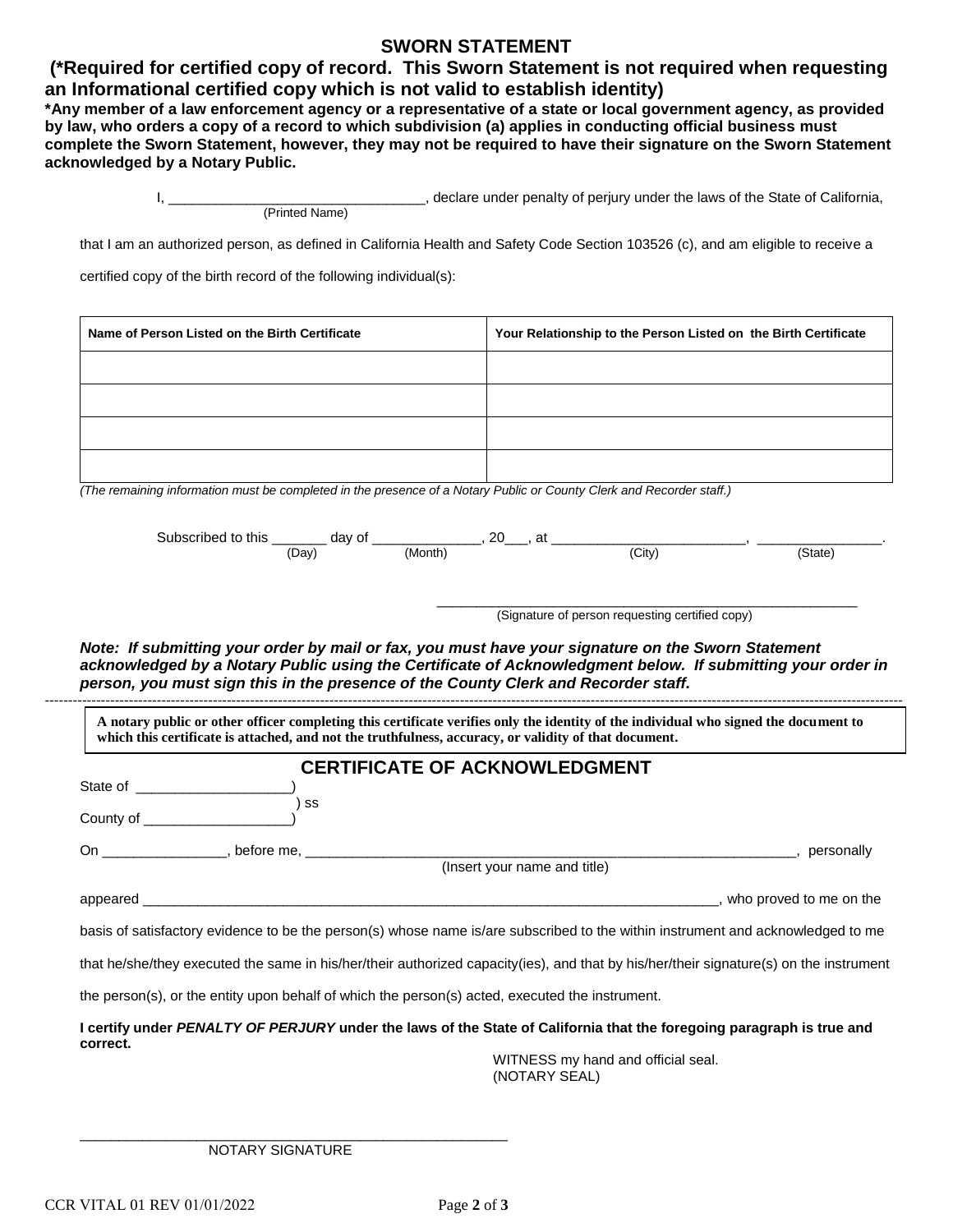## SWORN STATEMENT

**(*Required for certified copy of record. This Sworn Statement is not required when requesting an Informational certified copy which is not valid to establish identity)**

***Any member of a law enforcement agency or a representative of a state or local government agency, as provided by law, who orders a copy of a record to which subdivision (a) applies in conducting official business must complete the Sworn Statement, however, they may not be required to have their signature on the Sworn Statement acknowledged by a Notary Public.**

I, ________________________________, declare under penalty of perjury under the laws of the State of California,
(Printed Name)

that I am an authorized person, as defined in California Health and Safety Code Section 103526 (c), and am eligible to receive a certified copy of the birth record of the following individual(s):

| Name of Person Listed on the Birth Certificate | Your Relationship to the Person Listed on the Birth Certificate |
|---|---|
| | |
| | |
| | |
| | |

*(The remaining information must be completed in the presence of a Notary Public or County Clerk and Recorder staff.)*

Subscribed to this _______ day of _____________, 20___, at _________________________, _______________.
(Day) (Month) (City) (State)

_____________________________________________________
(Signature of person requesting certified copy)

***Note: If submitting your order by mail or fax, you must have your signature on the Sworn Statement acknowledged by a Notary Public using the Certificate of Acknowledgment below. If submitting your order in person, you must sign this in the presence of the County Clerk and Recorder staff.***

---

**A notary public or other officer completing this certificate verifies only the identity of the individual who signed the document to which this certificate is attached, and not the truthfulness, accuracy, or validity of that document.**

## CERTIFICATE OF ACKNOWLEDGMENT

State of ___________________)
) ss
County of __________________)

On _______________, before me, ________________________________________________________________, personally
(Insert your name and title)

appeared ___________________________________________________________________________, who proved to me on the basis of satisfactory evidence to be the person(s) whose name is/are subscribed to the within instrument and acknowledged to me that he/she/they executed the same in his/her/their authorized capacity(ies), and that by his/her/their signature(s) on the instrument the person(s), or the entity upon behalf of which the person(s) acted, executed the instrument.

**I certify under *PENALTY OF PERJURY* under the laws of the State of California that the foregoing paragraph is true and correct.**

WITNESS my hand and official seal.
(NOTARY SEAL)

_____________________________________________________
NOTARY SIGNATURE

CCR VITAL 01 REV 01/01/2022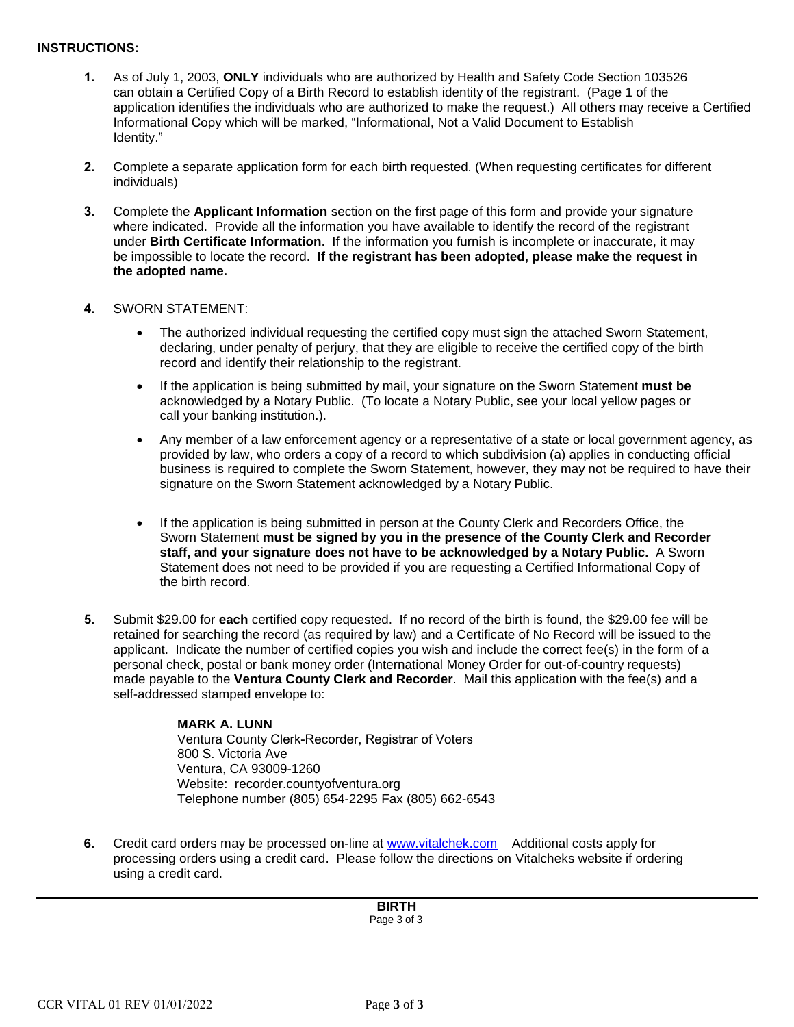**INSTRUCTIONS:**

1. As of July 1, 2003, **ONLY** individuals who are authorized by Health and Safety Code Section 103526 can obtain a Certified Copy of a Birth Record to establish identity of the registrant. (Page 1 of the application identifies the individuals who are authorized to make the request.) All others may receive a Certified Informational Copy which will be marked, "Informational, Not a Valid Document to Establish Identity."

2. Complete a separate application form for each birth requested. (When requesting certificates for different individuals)

3. Complete the **Applicant Information** section on the first page of this form and provide your signature where indicated. Provide all the information you have available to identify the record of the registrant under **Birth Certificate Information**. If the information you furnish is incomplete or inaccurate, it may be impossible to locate the record. **If the registrant has been adopted, please make the request in the adopted name.**

4. SWORN STATEMENT:

   - The authorized individual requesting the certified copy must sign the attached Sworn Statement, declaring, under penalty of perjury, that they are eligible to receive the certified copy of the birth record and identify their relationship to the registrant.
   - If the application is being submitted by mail, your signature on the Sworn Statement **must be** acknowledged by a Notary Public. (To locate a Notary Public, see your local yellow pages or call your banking institution.).
   - Any member of a law enforcement agency or a representative of a state or local government agency, as provided by law, who orders a copy of a record to which subdivision (a) applies in conducting official business is required to complete the Sworn Statement, however, they may not be required to have their signature on the Sworn Statement acknowledged by a Notary Public.
   - If the application is being submitted in person at the County Clerk and Recorders Office, the Sworn Statement **must be signed by you in the presence of the County Clerk and Recorder staff, and your signature does not have to be acknowledged by a Notary Public.** A Sworn Statement does not need to be provided if you are requesting a Certified Informational Copy of the birth record.

5. Submit $29.00 for **each** certified copy requested. If no record of the birth is found, the $29.00 fee will be retained for searching the record (as required by law) and a Certificate of No Record will be issued to the applicant. Indicate the number of certified copies you wish and include the correct fee(s) in the form of a personal check, postal or bank money order (International Money Order for out-of-country requests) made payable to the **Ventura County Clerk and Recorder**. Mail this application with the fee(s) and a self-addressed stamped envelope to:

   **MARK A. LUNN**  
   Ventura County Clerk-Recorder, Registrar of Voters  
   800 S. Victoria Ave  
   Ventura, CA 93009-1260  
   Website: recorder.countyofventura.org  
   Telephone number (805) 654-2295 Fax (805) 662-6543

6. Credit card orders may be processed on-line at [www.vitalchek.com](http://www.vitalchek.com) Additional costs apply for processing orders using a credit card. Please follow the directions on Vitalcheks website if ordering using a credit card.

**BIRTH**

CCR VITAL 01 REV 01/01/2022